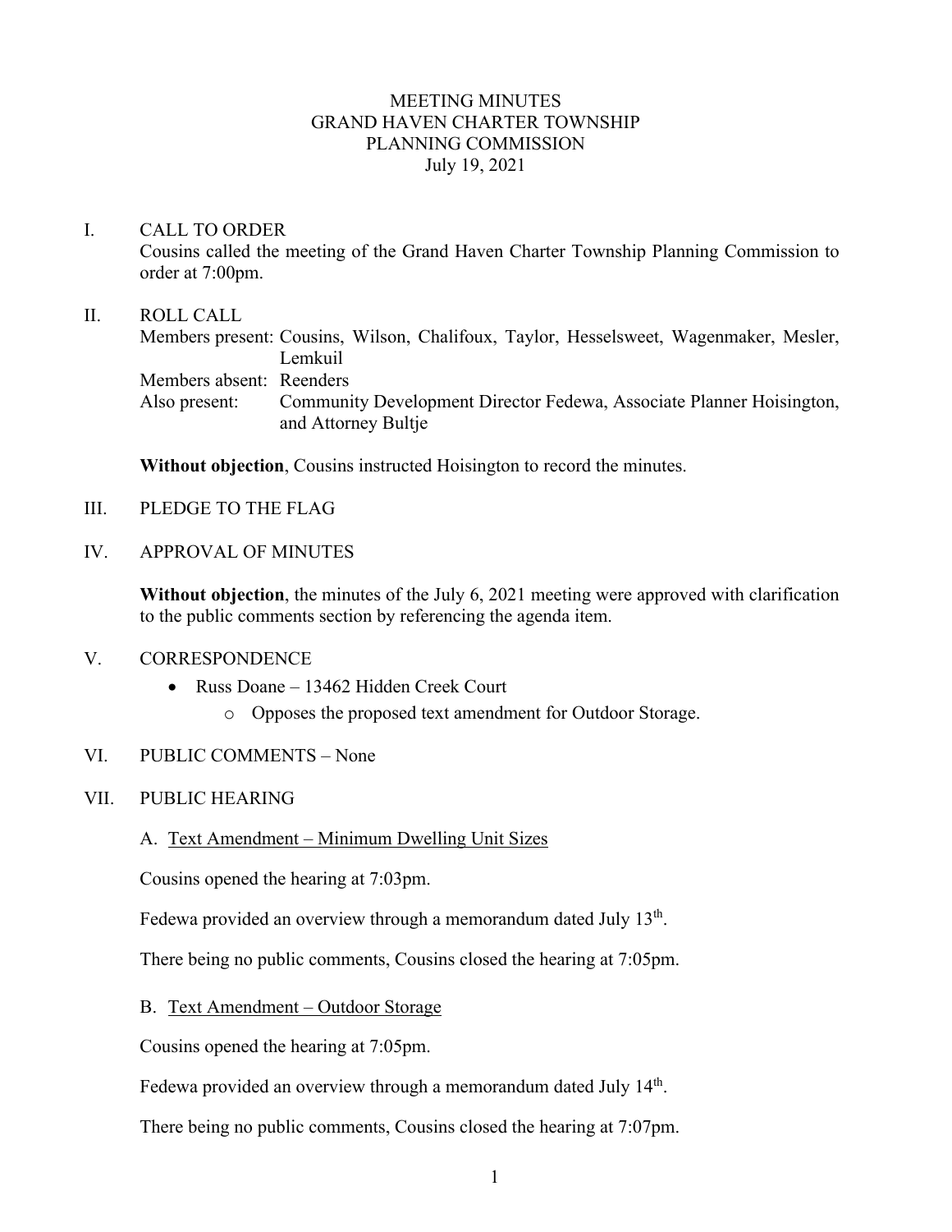# MEETING MINUTES
# GRAND HAVEN CHARTER TOWNSHIP
# PLANNING COMMISSION
July 19, 2021

## I. CALL TO ORDER

Cousins called the meeting of the Grand Haven Charter Township Planning Commission to order at 7:00pm.

## II. ROLL CALL

Members present: Cousins, Wilson, Chalifoux, Taylor, Hesselsweet, Wagenmaker, Mesler, Lemkuil
Members absent: Reenders
Also present: Community Development Director Fedewa, Associate Planner Hoisington, and Attorney Bultje

**Without objection**, Cousins instructed Hoisington to record the minutes.

## III. PLEDGE TO THE FLAG

## IV. APPROVAL OF MINUTES

**Without objection**, the minutes of the July 6, 2021 meeting were approved with clarification to the public comments section by referencing the agenda item.

## V. CORRESPONDENCE

- Russ Doane – 13462 Hidden Creek Court
  - Opposes the proposed text amendment for Outdoor Storage.

## VI. PUBLIC COMMENTS – None

## VII. PUBLIC HEARING

### A. Text Amendment – Minimum Dwelling Unit Sizes

Cousins opened the hearing at 7:03pm.

Fedewa provided an overview through a memorandum dated July 13th.

There being no public comments, Cousins closed the hearing at 7:05pm.

### B. Text Amendment – Outdoor Storage

Cousins opened the hearing at 7:05pm.

Fedewa provided an overview through a memorandum dated July 14th.

There being no public comments, Cousins closed the hearing at 7:07pm.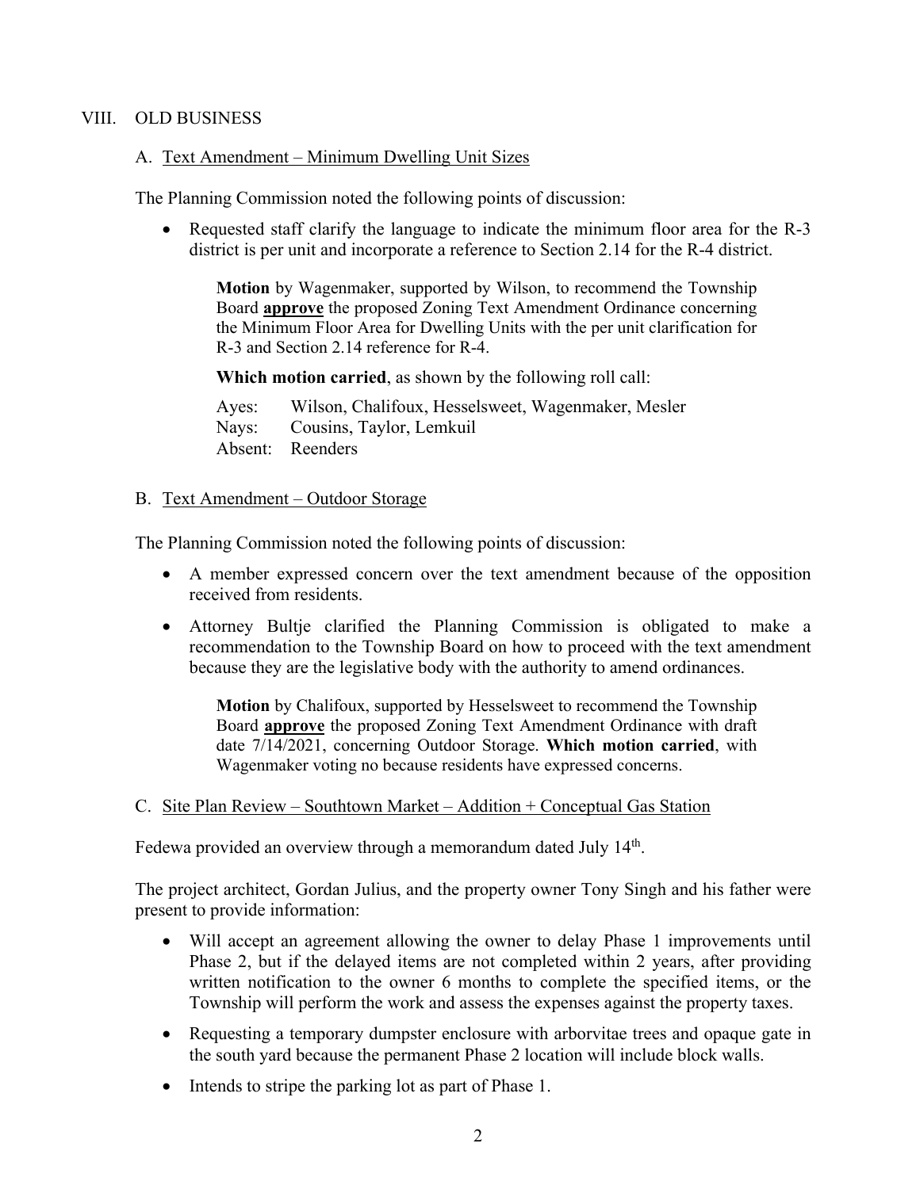## VIII. OLD BUSINESS

### A. Text Amendment – Minimum Dwelling Unit Sizes

The Planning Commission noted the following points of discussion:

- Requested staff clarify the language to indicate the minimum floor area for the R-3 district is per unit and incorporate a reference to Section 2.14 for the R-4 district.

> **Motion** by Wagenmaker, supported by Wilson, to recommend the Township Board **approve** the proposed Zoning Text Amendment Ordinance concerning the Minimum Floor Area for Dwelling Units with the per unit clarification for R-3 and Section 2.14 reference for R-4.
>
> **Which motion carried**, as shown by the following roll call:
>
> Ayes: Wilson, Chalifoux, Hesselsweet, Wagenmaker, Mesler
> Nays: Cousins, Taylor, Lemkuil
> Absent: Reenders

### B. Text Amendment – Outdoor Storage

The Planning Commission noted the following points of discussion:

- A member expressed concern over the text amendment because of the opposition received from residents.
- Attorney Bultje clarified the Planning Commission is obligated to make a recommendation to the Township Board on how to proceed with the text amendment because they are the legislative body with the authority to amend ordinances.

> **Motion** by Chalifoux, supported by Hesselsweet to recommend the Township Board **approve** the proposed Zoning Text Amendment Ordinance with draft date 7/14/2021, concerning Outdoor Storage. **Which motion carried**, with Wagenmaker voting no because residents have expressed concerns.

### C. Site Plan Review – Southtown Market – Addition + Conceptual Gas Station

Fedewa provided an overview through a memorandum dated July 14th.

The project architect, Gordan Julius, and the property owner Tony Singh and his father were present to provide information:

- Will accept an agreement allowing the owner to delay Phase 1 improvements until Phase 2, but if the delayed items are not completed within 2 years, after providing written notification to the owner 6 months to complete the specified items, or the Township will perform the work and assess the expenses against the property taxes.
- Requesting a temporary dumpster enclosure with arborvitae trees and opaque gate in the south yard because the permanent Phase 2 location will include block walls.
- Intends to stripe the parking lot as part of Phase 1.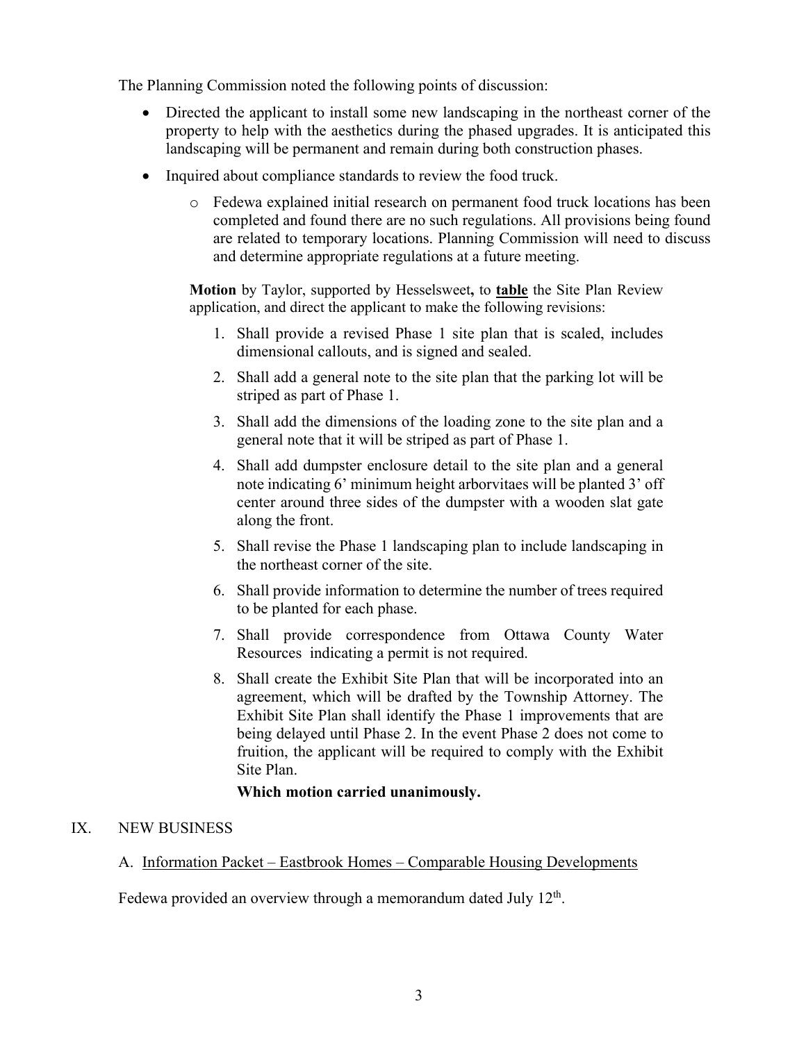The Planning Commission noted the following points of discussion:

- Directed the applicant to install some new landscaping in the northeast corner of the property to help with the aesthetics during the phased upgrades. It is anticipated this landscaping will be permanent and remain during both construction phases.
- Inquired about compliance standards to review the food truck.
  - Fedewa explained initial research on permanent food truck locations has been completed and found there are no such regulations. All provisions being found are related to temporary locations. Planning Commission will need to discuss and determine appropriate regulations at a future meeting.

**Motion** by Taylor, supported by Hesselsweet**,** to **<u>table</u>** the Site Plan Review application, and direct the applicant to make the following revisions:

1. Shall provide a revised Phase 1 site plan that is scaled, includes dimensional callouts, and is signed and sealed.
2. Shall add a general note to the site plan that the parking lot will be striped as part of Phase 1.
3. Shall add the dimensions of the loading zone to the site plan and a general note that it will be striped as part of Phase 1.
4. Shall add dumpster enclosure detail to the site plan and a general note indicating 6' minimum height arborvitaes will be planted 3' off center around three sides of the dumpster with a wooden slat gate along the front.
5. Shall revise the Phase 1 landscaping plan to include landscaping in the northeast corner of the site.
6. Shall provide information to determine the number of trees required to be planted for each phase.
7. Shall provide correspondence from Ottawa County Water Resources indicating a permit is not required.
8. Shall create the Exhibit Site Plan that will be incorporated into an agreement, which will be drafted by the Township Attorney. The Exhibit Site Plan shall identify the Phase 1 improvements that are being delayed until Phase 2. In the event Phase 2 does not come to fruition, the applicant will be required to comply with the Exhibit Site Plan.

**Which motion carried unanimously.**

## IX. NEW BUSINESS

### A. <u>Information Packet – Eastbrook Homes – Comparable Housing Developments</u>

Fedewa provided an overview through a memorandum dated July 12th.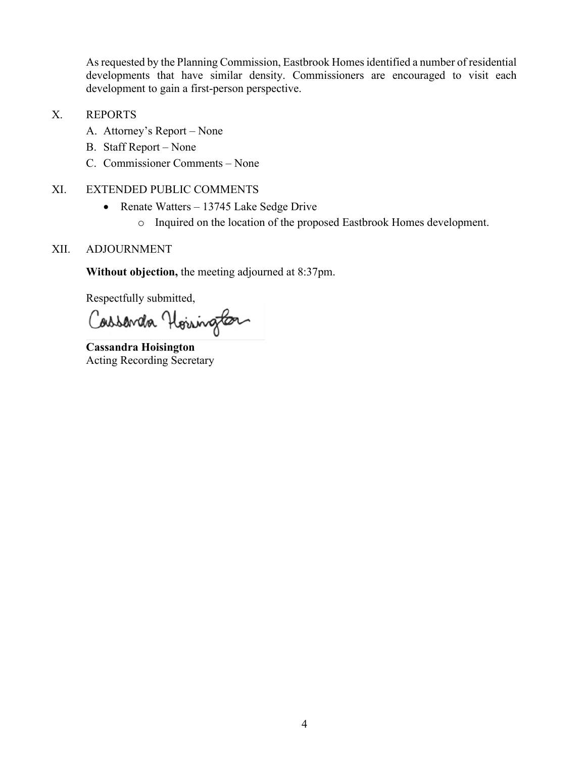As requested by the Planning Commission, Eastbrook Homes identified a number of residential developments that have similar density. Commissioners are encouraged to visit each development to gain a first-person perspective.

X. REPORTS

A. Attorney's Report – None

B. Staff Report – None

C. Commissioner Comments – None

XI. EXTENDED PUBLIC COMMENTS

- Renate Watters – 13745 Lake Sedge Drive
  - Inquired on the location of the proposed Eastbrook Homes development.

XII. ADJOURNMENT

**Without objection,** the meeting adjourned at 8:37pm.

Respectfully submitted,

Cassandra Hoisington

**Cassandra Hoisington**
Acting Recording Secretary